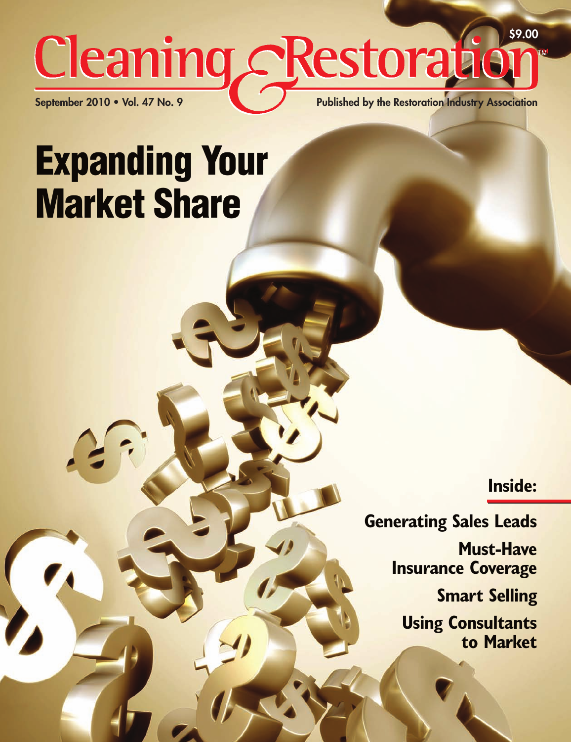# Cleaning & Restoration™

$9.00

September 2010 • Vol. 47 No. 9

Published by the Restoration Industry Association

# Expanding Your Market Share

## Inside:

**Generating Sales Leads**

**Must-Have Insurance Coverage**

**Smart Selling**

**Using Consultants to Market**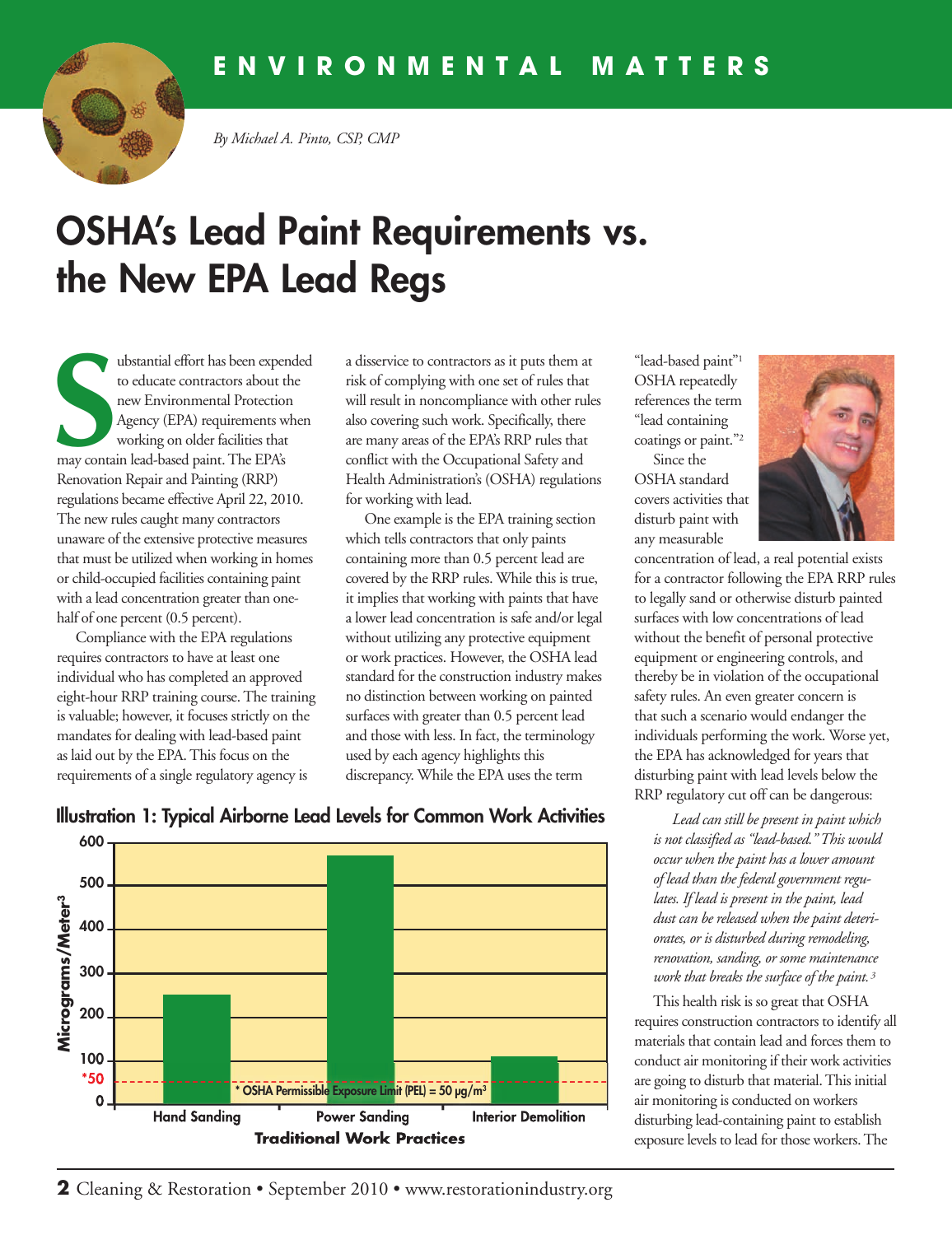ENVIRONMENTAL MATTERS

*By Michael A. Pinto, CSP, CMP*

# OSHA's Lead Paint Requirements vs. the New EPA Lead Regs

Substantial effort has been expended to educate contractors about the new Environmental Protection Agency (EPA) requirements when working on older facilities that may contain lead-based paint. The EPA's Renovation Repair and Painting (RRP) regulations became effective April 22, 2010. The new rules caught many contractors unaware of the extensive protective measures that must be utilized when working in homes or child-occupied facilities containing paint with a lead concentration greater than one-half of one percent (0.5 percent).

Compliance with the EPA regulations requires contractors to have at least one individual who has completed an approved eight-hour RRP training course. The training is valuable; however, it focuses strictly on the mandates for dealing with lead-based paint as laid out by the EPA. This focus on the requirements of a single regulatory agency is a disservice to contractors as it puts them at risk of complying with one set of rules that will result in noncompliance with other rules also covering such work. Specifically, there are many areas of the EPA's RRP rules that conflict with the Occupational Safety and Health Administration's (OSHA) regulations for working with lead.

One example is the EPA training section which tells contractors that only paints containing more than 0.5 percent lead are covered by the RRP rules. While this is true, it implies that working with paints that have a lower lead concentration is safe and/or legal without utilizing any protective equipment or work practices. However, the OSHA lead standard for the construction industry makes no distinction between working on painted surfaces with greater than 0.5 percent lead and those with less. In fact, the terminology used by each agency highlights this discrepancy. While the EPA uses the term "lead-based paint"[1] OSHA repeatedly references the term "lead containing coatings or paint."[2]

Since the OSHA standard covers activities that disturb paint with any measurable concentration of lead, a real potential exists for a contractor following the EPA RRP rules to legally sand or otherwise disturb painted surfaces with low concentrations of lead without the benefit of personal protective equipment or engineering controls, and thereby be in violation of the occupational safety rules. An even greater concern is that such a scenario would endanger the individuals performing the work. Worse yet, the EPA has acknowledged for years that disturbing paint with lead levels below the RRP regulatory cut off can be dangerous:

> *Lead can still be present in paint which is not classified as "lead-based." This would occur when the paint has a lower amount of lead than the federal government regulates. If lead is present in the paint, lead dust can be released when the paint deteriorates, or is disturbed during remodeling, renovation, sanding, or some maintenance work that breaks the surface of the paint.*[3]

This health risk is so great that OSHA requires construction contractors to identify all materials that contain lead and forces them to conduct air monitoring if their work activities are going to disturb that material. This initial air monitoring is conducted on workers disturbing lead-containing paint to establish exposure levels to lead for those workers. The

**Illustration 1: Typical Airborne Lead Levels for Common Work Activities**

| Traditional Work Practices | Micrograms/Meter³ (approx.) |
|---|---|
| Hand Sanding | 250 |
| Power Sanding | 570 |
| Interior Demolition | 110 |

\* OSHA Permissible Exposure Limit (PEL) = 50 μg/m³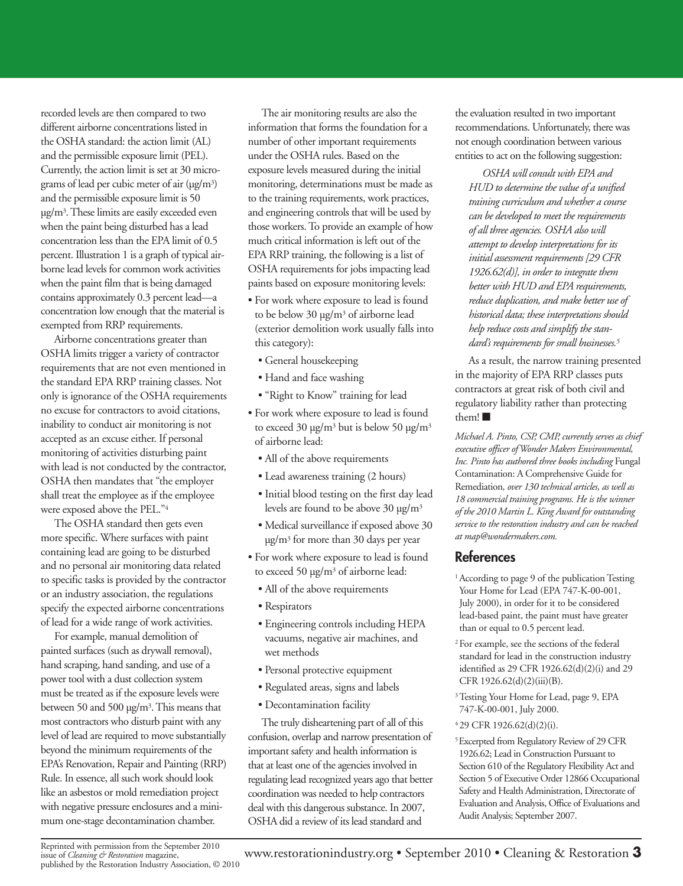recorded levels are then compared to two different airborne concentrations listed in the OSHA standard: the action limit (AL) and the permissible exposure limit (PEL). Currently, the action limit is set at 30 micrograms of lead per cubic meter of air (µg/m$^3$) and the permissible exposure limit is 50 µg/m$^3$. These limits are easily exceeded even when the paint being disturbed has a lead concentration less than the EPA limit of 0.5 percent. Illustration 1 is a graph of typical airborne lead levels for common work activities when the paint film that is being damaged contains approximately 0.3 percent lead—a concentration low enough that the material is exempted from RRP requirements.

Airborne concentrations greater than OSHA limits trigger a variety of contractor requirements that are not even mentioned in the standard EPA RRP training classes. Not only is ignorance of the OSHA requirements no excuse for contractors to avoid citations, inability to conduct air monitoring is not accepted as an excuse either. If personal monitoring of activities disturbing paint with lead is not conducted by the contractor, OSHA then mandates that "the employer shall treat the employee as if the employee were exposed above the PEL."[4]

The OSHA standard then gets even more specific. Where surfaces with paint containing lead are going to be disturbed and no personal air monitoring data related to specific tasks is provided by the contractor or an industry association, the regulations specify the expected airborne concentrations of lead for a wide range of work activities.

For example, manual demolition of painted surfaces (such as drywall removal), hand scraping, hand sanding, and use of a power tool with a dust collection system must be treated as if the exposure levels were between 50 and 500 µg/m$^3$. This means that most contractors who disturb paint with any level of lead are required to move substantially beyond the minimum requirements of the EPA's Renovation, Repair and Painting (RRP) Rule. In essence, all such work should look like an asbestos or mold remediation project with negative pressure enclosures and a minimum one-stage decontamination chamber.

The air monitoring results are also the information that forms the foundation for a number of other important requirements under the OSHA rules. Based on the exposure levels measured during the initial monitoring, determinations must be made as to the training requirements, work practices, and engineering controls that will be used by those workers. To provide an example of how much critical information is left out of the EPA RRP training, the following is a list of OSHA requirements for jobs impacting lead paints based on exposure monitoring levels:

- For work where exposure to lead is found to be below 30 µg/m$^3$ of airborne lead (exterior demolition work usually falls into this category):
  - General housekeeping
  - Hand and face washing
  - "Right to Know" training for lead
- For work where exposure to lead is found to exceed 30 µg/m$^3$ but is below 50 µg/m$^3$ of airborne lead:
  - All of the above requirements
  - Lead awareness training (2 hours)
  - Initial blood testing on the first day lead levels are found to be above 30 µg/m$^3$
  - Medical surveillance if exposed above 30 µg/m$^3$ for more than 30 days per year
- For work where exposure to lead is found to exceed 50 µg/m$^3$ of airborne lead:
  - All of the above requirements
  - Respirators
  - Engineering controls including HEPA vacuums, negative air machines, and wet methods
  - Personal protective equipment
  - Regulated areas, signs and labels
  - Decontamination facility

The truly disheartening part of all of this confusion, overlap and narrow presentation of important safety and health information is that at least one of the agencies involved in regulating lead recognized years ago that better coordination was needed to help contractors deal with this dangerous substance. In 2007, OSHA did a review of its lead standard and the evaluation resulted in two important recommendations. Unfortunately, there was not enough coordination between various entities to act on the following suggestion:

> *OSHA will consult with EPA and HUD to determine the value of a unified training curriculum and whether a course can be developed to meet the requirements of all three agencies. OSHA also will attempt to develop interpretations for its initial assessment requirements [29 CFR 1926.62(d)], in order to integrate them better with HUD and EPA requirements, reduce duplication, and make better use of historical data; these interpretations should help reduce costs and simplify the standard's requirements for small businesses.*[5]

As a result, the narrow training presented in the majority of EPA RRP classes puts contractors at great risk of both civil and regulatory liability rather than protecting them! ■

*Michael A. Pinto, CSP, CMP, currently serves as chief executive officer of Wonder Makers Environmental, Inc. Pinto has authored three books including* Fungal Contamination: A Comprehensive Guide for Remediation*, over 130 technical articles, as well as 18 commercial training programs. He is the winner of the 2010 Martin L. King Award for outstanding service to the restoration industry and can be reached at map@wondermakers.com.*

## References

[1] According to page 9 of the publication Testing Your Home for Lead (EPA 747-K-00-001, July 2000), in order for it to be considered lead-based paint, the paint must have greater than or equal to 0.5 percent lead.

[2] For example, see the sections of the federal standard for lead in the construction industry identified as 29 CFR 1926.62(d)(2)(i) and 29 CFR 1926.62(d)(2)(iii)(B).

[3] Testing Your Home for Lead, page 9, EPA 747-K-00-001, July 2000.

[4] 29 CFR 1926.62(d)(2)(i).

[5] Excerpted from Regulatory Review of 29 CFR 1926.62; Lead in Construction Pursuant to Section 610 of the Regulatory Flexibility Act and Section 5 of Executive Order 12866 Occupational Safety and Health Administration, Directorate of Evaluation and Analysis, Office of Evaluations and Audit Analysis; September 2007.

Reprinted with permission from the September 2010 issue of *Cleaning & Restoration* magazine, published by the Restoration Industry Association, © 2010